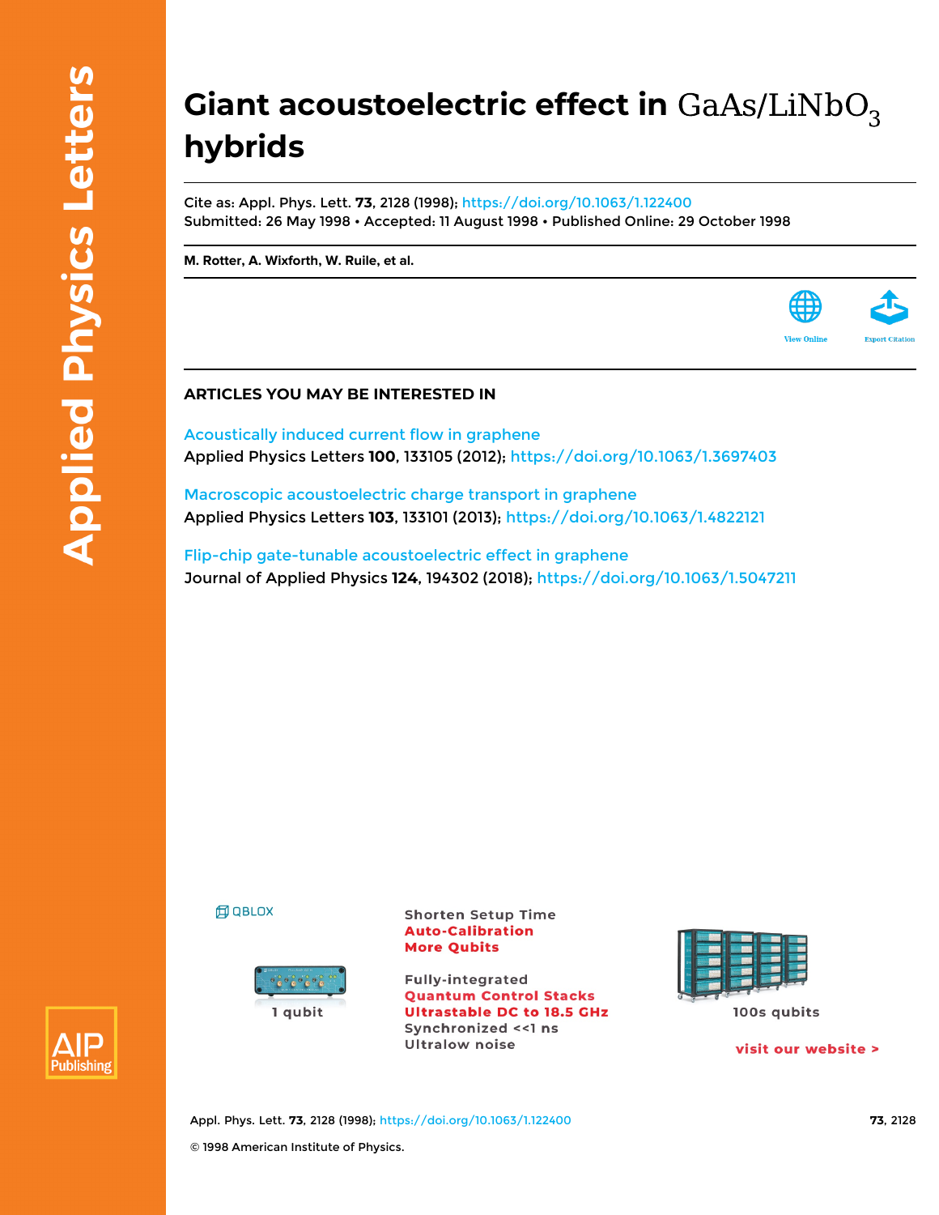# Giant acoustoelectric effect in $GaAs/LiNbO_3$ hybrids

Cite as: Appl. Phys. Lett. **73**, 2128 (1998); https://doi.org/10.1063/1.122400
Submitted: 26 May 1998 • Accepted: 11 August 1998 • Published Online: 29 October 1998

**M. Rotter, A. Wixforth, W. Ruile, et al.**

View Online

Export Citation

## ARTICLES YOU MAY BE INTERESTED IN

Acoustically induced current flow in graphene
Applied Physics Letters **100**, 133105 (2012); https://doi.org/10.1063/1.3697403

Macroscopic acoustoelectric charge transport in graphene
Applied Physics Letters **103**, 133101 (2013); https://doi.org/10.1063/1.4822121

Flip-chip gate-tunable acoustoelectric effect in graphene
Journal of Applied Physics **124**, 194302 (2018); https://doi.org/10.1063/1.5047211

© 1998 American Institute of Physics.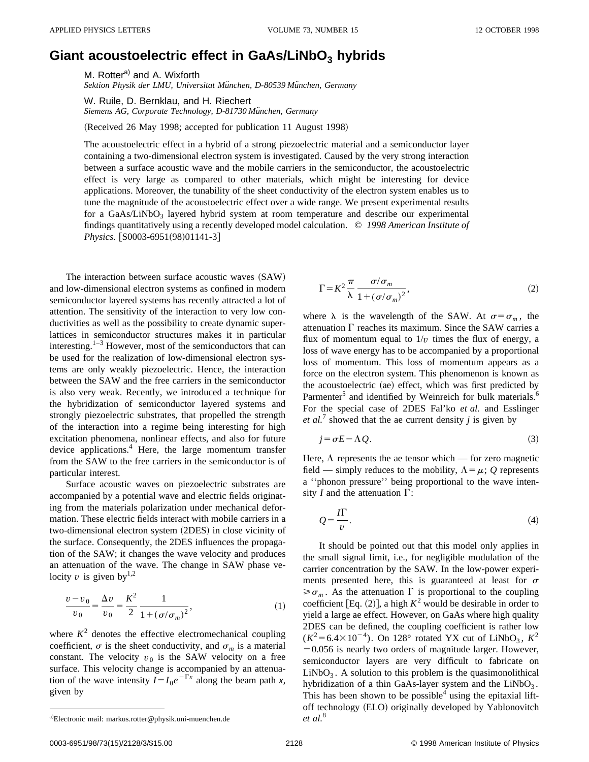# Giant acoustoelectric effect in GaAs/LiNbO$_3$ hybrids

M. Rotter[a] and A. Wixforth  
*Sektion Physik der LMU, Universitat München, D-80539 München, Germany*

W. Ruile, D. Bernklau, and H. Riechert  
*Siemens AG, Corporate Technology, D-81730 München, Germany*

(Received 26 May 1998; accepted for publication 11 August 1998)

The acoustoelectric effect in a hybrid of a strong piezoelectric material and a semiconductor layer containing a two-dimensional electron system is investigated. Caused by the very strong interaction between a surface acoustic wave and the mobile carriers in the semiconductor, the acoustoelectric effect is very large as compared to other materials, which might be interesting for device applications. Moreover, the tunability of the sheet conductivity of the electron system enables us to tune the magnitude of the acoustoelectric effect over a wide range. We present experimental results for a GaAs/LiNbO$_3$ layered hybrid system at room temperature and describe our experimental findings quantitatively using a recently developed model calculation. © *1998 American Institute of Physics.* [S0003-6951(98)01141-3]

The interaction between surface acoustic waves (SAW) and low-dimensional electron systems as confined in modern semiconductor layered systems has recently attracted a lot of attention. The sensitivity of the interaction to very low conductivities as well as the possibility to create dynamic superlattices in semiconductor structures makes it in particular interesting.[1–3] However, most of the semiconductors that can be used for the realization of low-dimensional electron systems are only weakly piezoelectric. Hence, the interaction between the SAW and the free carriers in the semiconductor is also very weak. Recently, we introduced a technique for the hybridization of semiconductor layered systems and strongly piezoelectric substrates, that propelled the strength of the interaction into a regime being interesting for high excitation phenomena, nonlinear effects, and also for future device applications.[4] Here, the large momentum transfer from the SAW to the free carriers in the semiconductor is of particular interest.

Surface acoustic waves on piezoelectric substrates are accompanied by a potential wave and electric fields originating from the materials polarization under mechanical deformation. These electric fields interact with mobile carriers in a two-dimensional electron system (2DES) in close vicinity of the surface. Consequently, the 2DES influences the propagation of the SAW; it changes the wave velocity and produces an attenuation of the wave. The change in SAW phase velocity $v$ is given by[1,2]

$$\frac{v-v_0}{v_0}=\frac{\Delta v}{v_0}=\frac{K^2}{2}\frac{1}{1+(\sigma/\sigma_m)^2}, \tag{1}$$

where $K^2$ denotes the effective electromechanical coupling coefficient, $\sigma$ is the sheet conductivity, and $\sigma_m$ is a material constant. The velocity $v_0$ is the SAW velocity on a free surface. This velocity change is accompanied by an attenuation of the wave intensity $I=I_0e^{-\Gamma x}$ along the beam path $x$, given by

$$\Gamma=K^2\frac{\pi}{\lambda}\frac{\sigma/\sigma_m}{1+(\sigma/\sigma_m)^2}, \tag{2}$$

where $\lambda$ is the wavelength of the SAW. At $\sigma=\sigma_m$, the attenuation $\Gamma$ reaches its maximum. Since the SAW carries a flux of momentum equal to $1/v$ times the flux of energy, a loss of wave energy has to be accompanied by a proportional loss of momentum. This loss of momentum appears as a force on the electron system. This phenomenon is known as the acoustoelectric (ae) effect, which was first predicted by Parmenter[5] and identified by Weinreich for bulk materials.[6] For the special case of 2DES Fal'ko *et al.* and Esslinger *et al.*[7] showed that the ae current density $j$ is given by

$$j=\sigma E-\Lambda Q. \tag{3}$$

Here, $\Lambda$ represents the ae tensor which — for zero magnetic field — simply reduces to the mobility, $\Lambda=\mu$; $Q$ represents a ''phonon pressure'' being proportional to the wave intensity $I$ and the attenuation $\Gamma$:

$$Q=\frac{I\Gamma}{v}. \tag{4}$$

It should be pointed out that this model only applies in the small signal limit, i.e., for negligible modulation of the carrier concentration by the SAW. In the low-power experiments presented here, this is guaranteed at least for $\sigma \geqslant \sigma_m$. As the attenuation $\Gamma$ is proportional to the coupling coefficient [Eq. (2)], a high $K^2$ would be desirable in order to yield a large ae effect. However, on GaAs where high quality 2DES can be defined, the coupling coefficient is rather low ($K^2=6.4\times10^{-4}$). On 128° rotated YX cut of LiNbO$_3$, $K^2=0.056$ is nearly two orders of magnitude larger. However, semiconductor layers are very difficult to fabricate on LiNbO$_3$. A solution to this problem is the quasimonolithical hybridization of a thin GaAs-layer system and the LiNbO$_3$. This has been shown to be possible[4] using the epitaxial lift-off technology (ELO) originally developed by Yablonovitch *et al.*[8]

[a]Electronic mail: markus.rotter@physik.uni-muenchen.de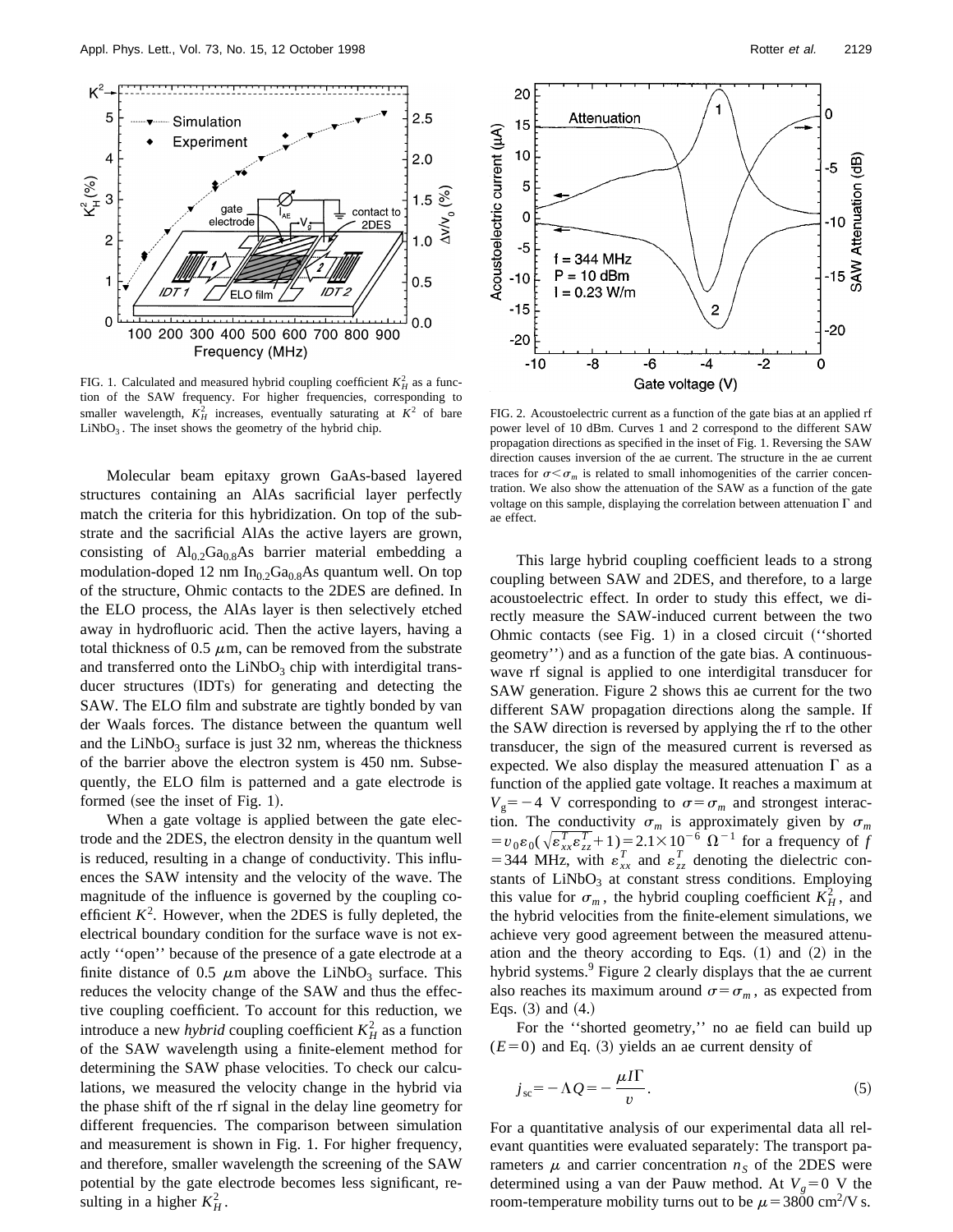FIG. 1. Calculated and measured hybrid coupling coefficient $K_H^2$ as a function of the SAW frequency. For higher frequencies, corresponding to smaller wavelength, $K_H^2$ increases, eventually saturating at $K^2$ of bare $LiNbO_3$. The inset shows the geometry of the hybrid chip.

Molecular beam epitaxy grown GaAs-based layered structures containing an AlAs sacrificial layer perfectly match the criteria for this hybridization. On top of the substrate and the sacrificial AlAs the active layers are grown, consisting of $Al_{0.2}Ga_{0.8}As$ barrier material embedding a modulation-doped 12 nm $In_{0.2}Ga_{0.8}As$ quantum well. On top of the structure, Ohmic contacts to the 2DES are defined. In the ELO process, the AlAs layer is then selectively etched away in hydrofluoric acid. Then the active layers, having a total thickness of 0.5 $\mu$m, can be removed from the substrate and transferred onto the $LiNbO_3$ chip with interdigital transducer structures (IDTs) for generating and detecting the SAW. The ELO film and substrate are tightly bonded by van der Waals forces. The distance between the quantum well and the $LiNbO_3$ surface is just 32 nm, whereas the thickness of the barrier above the electron system is 450 nm. Subsequently, the ELO film is patterned and a gate electrode is formed (see the inset of Fig. 1).

When a gate voltage is applied between the gate electrode and the 2DES, the electron density in the quantum well is reduced, resulting in a change of conductivity. This influences the SAW intensity and the velocity of the wave. The magnitude of the influence is governed by the coupling coefficient $K^2$. However, when the 2DES is fully depleted, the electrical boundary condition for the surface wave is not exactly ''open'' because of the presence of a gate electrode at a finite distance of 0.5 $\mu$m above the $LiNbO_3$ surface. This reduces the velocity change of the SAW and thus the effective coupling coefficient. To account for this reduction, we introduce a new *hybrid* coupling coefficient $K_H^2$ as a function of the SAW wavelength using a finite-element method for determining the SAW phase velocities. To check our calculations, we measured the velocity change in the hybrid via the phase shift of the rf signal in the delay line geometry for different frequencies. The comparison between simulation and measurement is shown in Fig. 1. For higher frequency, and therefore, smaller wavelength the screening of the SAW potential by the gate electrode becomes less significant, resulting in a higher $K_H^2$.

FIG. 2. Acoustoelectric current as a function of the gate bias at an applied rf power level of 10 dBm. Curves 1 and 2 correspond to the different SAW propagation directions as specified in the inset of Fig. 1. Reversing the SAW direction causes inversion of the ae current. The structure in the ae current traces for $\sigma < \sigma_m$ is related to small inhomogenities of the carrier concentration. We also show the attenuation of the SAW as a function of the gate voltage on this sample, displaying the correlation between attenuation $\Gamma$ and ae effect.

This large hybrid coupling coefficient leads to a strong coupling between SAW and 2DES, and therefore, to a large acoustoelectric effect. In order to study this effect, we directly measure the SAW-induced current between the two Ohmic contacts (see Fig. 1) in a closed circuit (''shorted geometry'') and as a function of the gate bias. A continuous-wave rf signal is applied to one interdigital transducer for SAW generation. Figure 2 shows this ae current for the two different SAW propagation directions along the sample. If the SAW direction is reversed by applying the rf to the other transducer, the sign of the measured current is reversed as expected. We also display the measured attenuation $\Gamma$ as a function of the applied gate voltage. It reaches a maximum at $V_g = -4$ V corresponding to $\sigma = \sigma_m$ and strongest interaction. The conductivity $\sigma_m$ is approximately given by $\sigma_m = v_0 \varepsilon_0 (\sqrt{\varepsilon_{xx}^T \varepsilon_{zz}^T} + 1) = 2.1 \times 10^{-6}\ \Omega^{-1}$ for a frequency of $f = 344$ MHz, with $\varepsilon_{xx}^T$ and $\varepsilon_{zz}^T$ denoting the dielectric constants of $LiNbO_3$ at constant stress conditions. Employing this value for $\sigma_m$, the hybrid coupling coefficient $K_H^2$, and the hybrid velocities from the finite-element simulations, we achieve very good agreement between the measured attenuation and the theory according to Eqs. (1) and (2) in the hybrid systems.[9] Figure 2 clearly displays that the ae current also reaches its maximum around $\sigma = \sigma_m$, as expected from Eqs. (3) and (4.)

For the ''shorted geometry,'' no ae field can build up ($E = 0$) and Eq. (3) yields an ae current density of

$$j_{sc} = -\Lambda Q = -\frac{\mu I \Gamma}{v}. \tag{5}$$

For a quantitative analysis of our experimental data all relevant quantities were evaluated separately: The transport parameters $\mu$ and carrier concentration $n_S$ of the 2DES were determined using a van der Pauw method. At $V_g = 0$ V the room-temperature mobility turns out to be $\mu = 3800\ cm^2/V\,s$.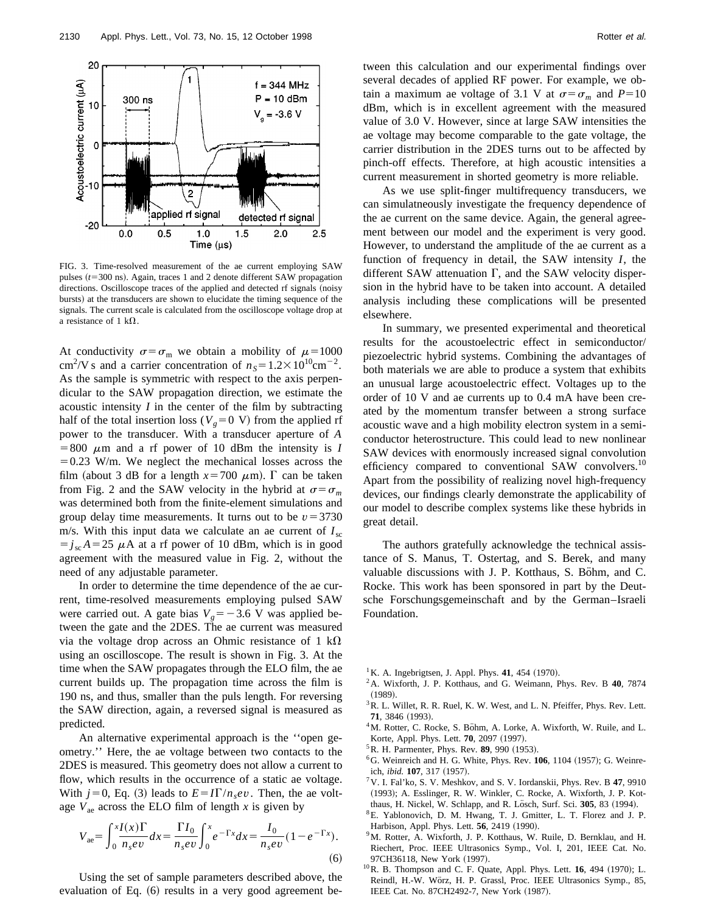Acoustoelectric current (μA)

20

10

0

-10

-20

0.0 0.5 1.0 1.5 2.0 2.5

Time (μs)

f = 344 MHz

P = 10 dBm

$V_g$ = -3.6 V

300 ns

1

2

applied rf signal

detected rf signal

FIG. 3. Time-resolved measurement of the ae current employing SAW pulses ($t$=300 ns). Again, traces 1 and 2 denote different SAW propagation directions. Oscilloscope traces of the applied and detected rf signals (noisy bursts) at the transducers are shown to elucidate the timing sequence of the signals. The current scale is calculated from the oscilloscope voltage drop at a resistance of 1 kΩ.

At conductivity $\sigma = \sigma_m$ we obtain a mobility of $\mu = 1000$ cm$^2$/V s and a carrier concentration of $n_S = 1.2 \times 10^{10}$cm$^{-2}$. As the sample is symmetric with respect to the axis perpendicular to the SAW propagation direction, we estimate the acoustic intensity $I$ in the center of the film by subtracting half of the total insertion loss ($V_g = 0$ V) from the applied rf power to the transducer. With a transducer aperture of $A = 800$ μm and a rf power of 10 dBm the intensity is $I = 0.23$ W/m. We neglect the mechanical losses across the film (about 3 dB for a length $x = 700$ μm). Γ can be taken from Fig. 2 and the SAW velocity in the hybrid at $\sigma = \sigma_m$ was determined both from the finite-element simulations and group delay time measurements. It turns out to be $v = 3730$ m/s. With this input data we calculate an ae current of $I_{sc} = j_{sc}A = 25$ μA at a rf power of 10 dBm, which is in good agreement with the measured value in Fig. 2, without the need of any adjustable parameter.

In order to determine the time dependence of the ae current, time-resolved measurements employing pulsed SAW were carried out. A gate bias $V_g = -3.6$ V was applied between the gate and the 2DES. The ae current was measured via the voltage drop across an Ohmic resistance of 1 kΩ using an oscilloscope. The result is shown in Fig. 3. At the time when the SAW propagates through the ELO film, the ae current builds up. The propagation time across the film is 190 ns, and thus, smaller than the puls length. For reversing the SAW direction, again, a reversed signal is measured as predicted.

An alternative experimental approach is the ''open geometry.'' Here, the ae voltage between two contacts to the 2DES is measured. This geometry does not allow a current to flow, which results in the occurrence of a static ae voltage. With $j = 0$, Eq. (3) leads to $E = I\Gamma/n_s ev$. Then, the ae voltage $V_{ae}$ across the ELO film of length $x$ is given by

$$V_{ae} = \int_0^x \frac{I(x)\Gamma}{n_s ev} dx = \frac{\Gamma I_0}{n_s ev} \int_0^x e^{-\Gamma x} dx = \frac{I_0}{n_s ev}(1 - e^{-\Gamma x}). \tag{6}$$

Using the set of sample parameters described above, the evaluation of Eq. (6) results in a very good agreement between this calculation and our experimental findings over several decades of applied RF power. For example, we obtain a maximum ae voltage of 3.1 V at $\sigma = \sigma_m$ and $P = 10$ dBm, which is in excellent agreement with the measured value of 3.0 V. However, since at large SAW intensities the ae voltage may become comparable to the gate voltage, the carrier distribution in the 2DES turns out to be affected by pinch-off effects. Therefore, at high acoustic intensities a current measurement in shorted geometry is more reliable.

As we use split-finger multifrequency transducers, we can simulatneously investigate the frequency dependence of the ae current on the same device. Again, the general agreement between our model and the experiment is very good. However, to understand the amplitude of the ae current as a function of frequency in detail, the SAW intensity $I$, the different SAW attenuation Γ, and the SAW velocity dispersion in the hybrid have to be taken into account. A detailed analysis including these complications will be presented elsewhere.

In summary, we presented experimental and theoretical results for the acoustoelectric effect in semiconductor/piezoelectric hybrid systems. Combining the advantages of both materials we are able to produce a system that exhibits an unusual large acoustoelectric effect. Voltages up to the order of 10 V and ae currents up to 0.4 mA have been created by the momentum transfer between a strong surface acoustic wave and a high mobility electron system in a semiconductor heterostructure. This could lead to new nonlinear SAW devices with enormously increased signal convolution efficiency compared to conventional SAW convolvers.[10] Apart from the possibility of realizing novel high-frequency devices, our findings clearly demonstrate the applicability of our model to describe complex systems like these hybrids in great detail.

The authors gratefully acknowledge the technical assistance of S. Manus, T. Ostertag, and S. Berek, and many valuable discussions with J. P. Kotthaus, S. Böhm, and C. Rocke. This work has been sponsored in part by the Deutsche Forschungsgemeinschaft and by the German–Israeli Foundation.

[1] K. A. Ingebrigtsen, J. Appl. Phys. **41**, 454 (1970).
[2] A. Wixforth, J. P. Kotthaus, and G. Weimann, Phys. Rev. B **40**, 7874 (1989).
[3] R. L. Willet, R. R. Ruel, K. W. West, and L. N. Pfeiffer, Phys. Rev. Lett. **71**, 3846 (1993).
[4] M. Rotter, C. Rocke, S. Böhm, A. Lorke, A. Wixforth, W. Ruile, and L. Korte, Appl. Phys. Lett. **70**, 2097 (1997).
[5] R. H. Parmenter, Phys. Rev. **89**, 990 (1953).
[6] G. Weinreich and H. G. White, Phys. Rev. **106**, 1104 (1957); G. Weinreich, *ibid.* **107**, 317 (1957).
[7] V. I. Fal'ko, S. V. Meshkov, and S. V. Iordanskii, Phys. Rev. B **47**, 9910 (1993); A. Esslinger, R. W. Winkler, C. Rocke, A. Wixforth, J. P. Kotthaus, H. Nickel, W. Schlapp, and R. Lösch, Surf. Sci. **305**, 83 (1994).
[8] E. Yablonovich, D. M. Hwang, T. J. Gmitter, L. T. Florez and J. P. Harbison, Appl. Phys. Lett. **56**, 2419 (1990).
[9] M. Rotter, A. Wixforth, J. P. Kotthaus, W. Ruile, D. Bernklau, and H. Riechert, Proc. IEEE Ultrasonics Symp., Vol. I, 201, IEEE Cat. No. 97CH36118, New York (1997).
[10] R. B. Thompson and C. F. Quate, Appl. Phys. Lett. **16**, 494 (1970); L. Reindl, H.-W. Wörz, H. P. Grassl, Proc. IEEE Ultrasonics Symp., 85, IEEE Cat. No. 87CH2492-7, New York (1987).